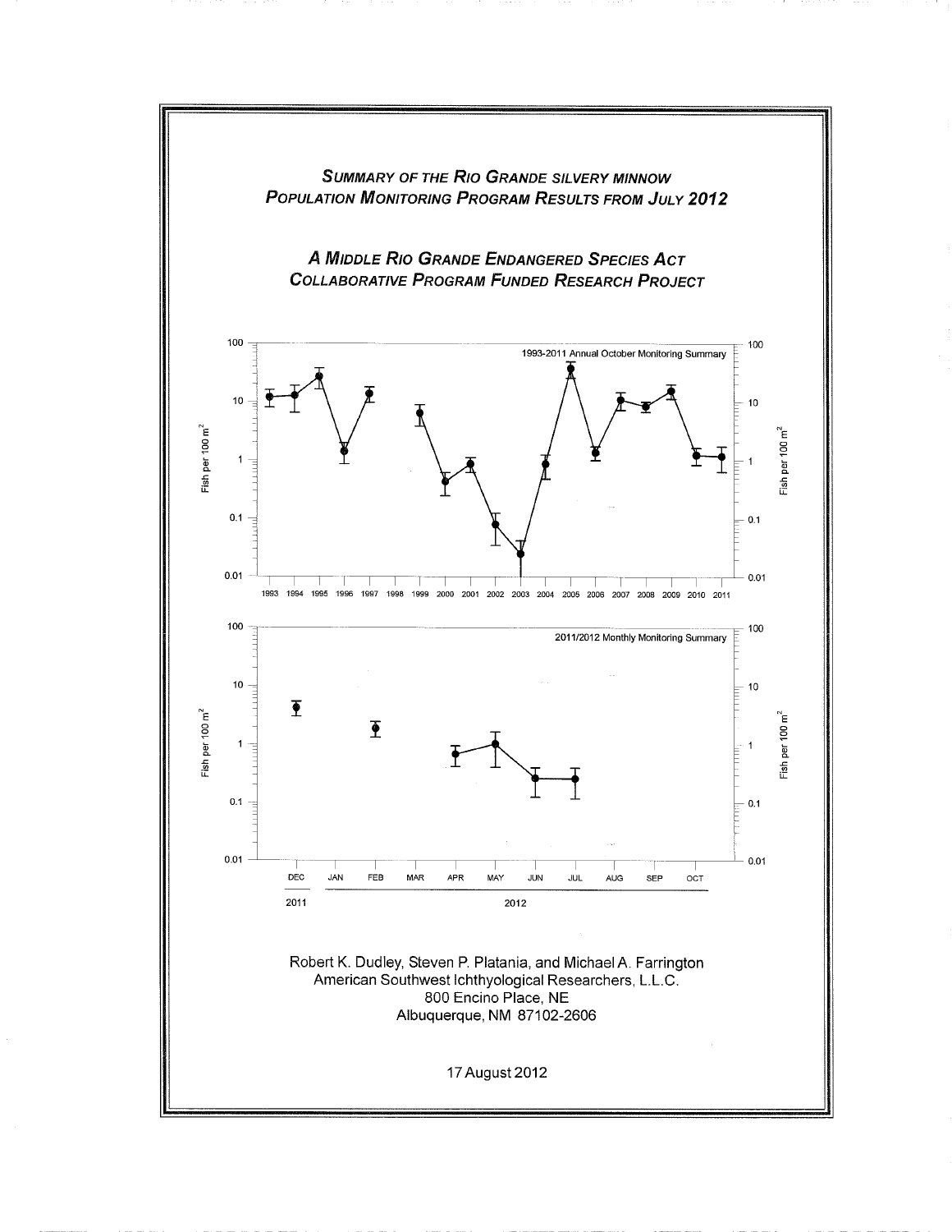# Summary of the Rio Grande Silvery Minnow Population Monitoring Program Results from July 2012

## A Middle Rio Grande Endangered Species Act Collaborative Program Funded Research Project

Robert K. Dudley, Steven P. Platania, and Michael A. Farrington
American Southwest Ichthyological Researchers, L.L.C.
800 Encino Place, NE
Albuquerque, NM 87102-2606

17 August 2012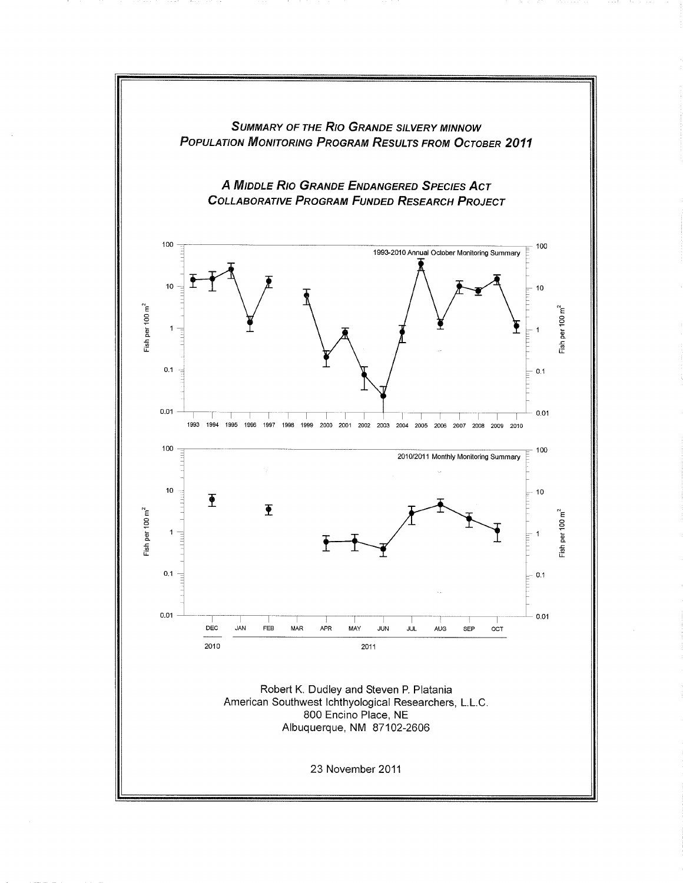## *Summary of the Rio Grande Silvery Minnow Population Monitoring Program Results from October 2011*

### *A Middle Rio Grande Endangered Species Act Collaborative Program Funded Research Project*

Robert K. Dudley and Steven P. Platania  
American Southwest Ichthyological Researchers, L.L.C.  
800 Encino Place, NE  
Albuquerque, NM 87102-2606

23 November 2011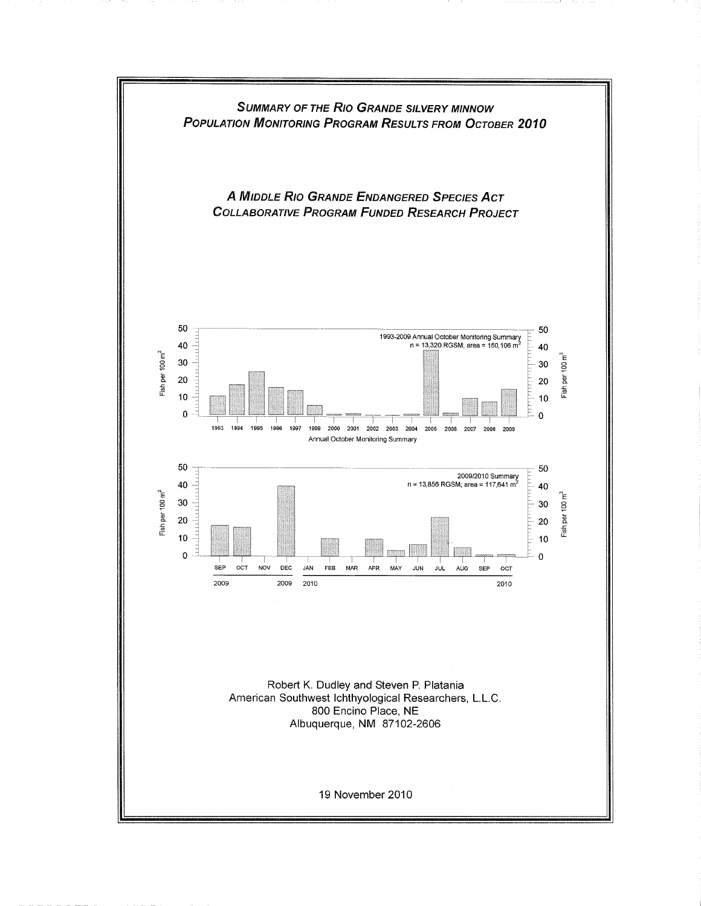# *Summary of the Rio Grande silvery minnow Population Monitoring Program Results from October 2010*

## *A Middle Rio Grande Endangered Species Act Collaborative Program Funded Research Project*

1993-2009 Annual October Monitoring Summary
n = 13,320 RGSM; area = 150,106 m$^2$

2009/2010 Summary
n = 13,856 RGSM; area = 117,641 m$^2$

Robert K. Dudley and Steven P. Platania
American Southwest Ichthyological Researchers, L.L.C.
800 Encino Place, NE
Albuquerque, NM 87102-2606

19 November 2010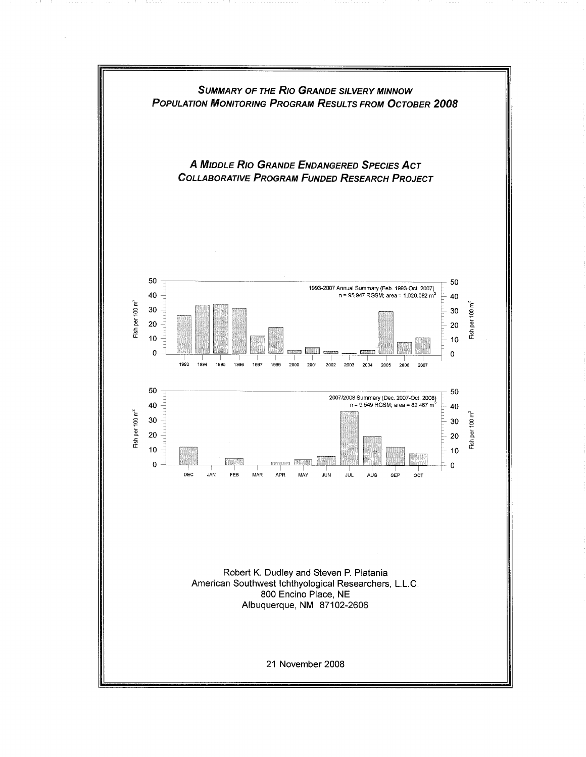# *Summary of the Rio Grande silvery minnow Population Monitoring Program Results from October 2008*

## *A Middle Rio Grande Endangered Species Act Collaborative Program Funded Research Project*

Robert K. Dudley and Steven P. Platania
American Southwest Ichthyological Researchers, L.L.C.
800 Encino Place, NE
Albuquerque, NM 87102-2606

21 November 2008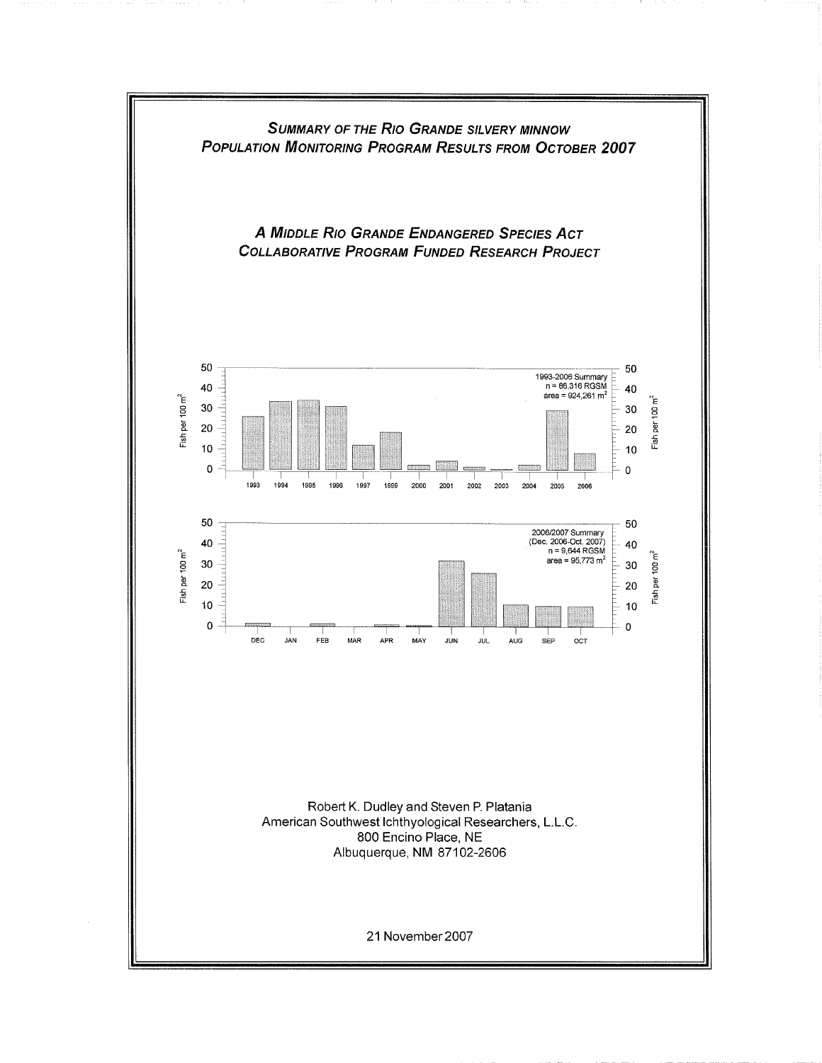# Summary of the Rio Grande silvery minnow Population Monitoring Program Results from October 2007

## A Middle Rio Grande Endangered Species Act Collaborative Program Funded Research Project

1993-2006 Summary
n = 86,316 RGSM
area = 924,261 $m^2$

2006/2007 Summary
(Dec. 2006-Oct. 2007)
n = 9,644 RGSM
area = 95,773 $m^2$

Robert K. Dudley and Steven P. Platania
American Southwest Ichthyological Researchers, L.L.C.
800 Encino Place, NE
Albuquerque, NM 87102-2606

21 November 2007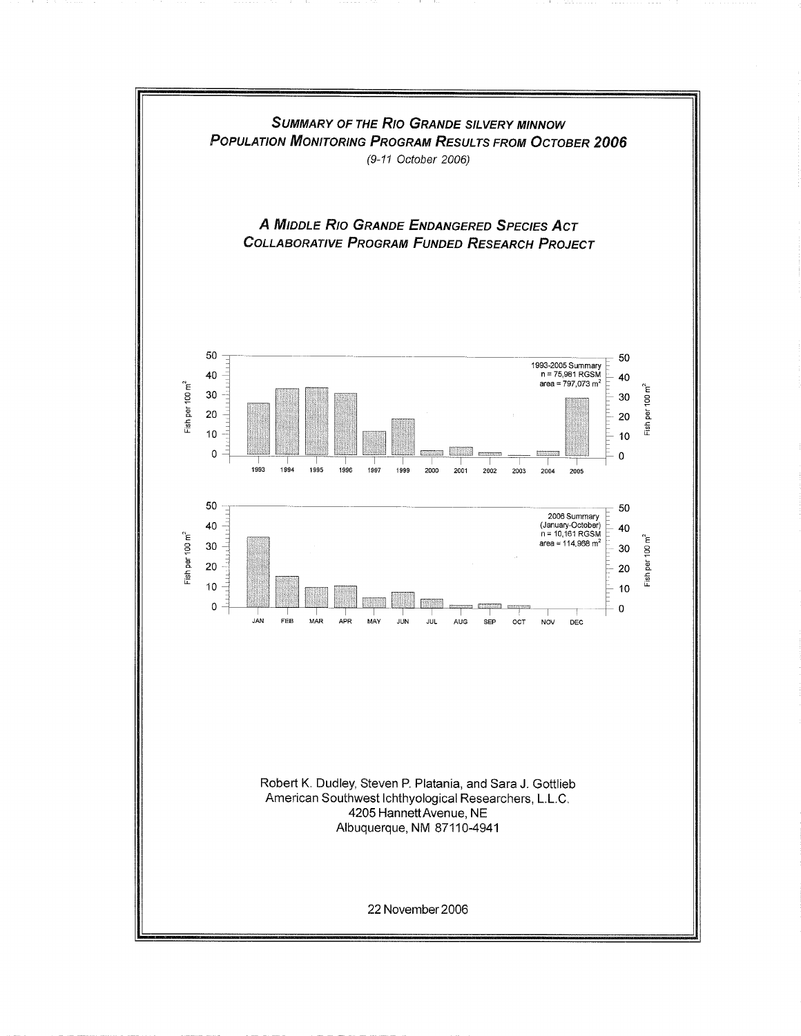# *Summary of the Rio Grande silvery minnow Population Monitoring Program Results from October 2006*

*(9-11 October 2006)*

## *A Middle Rio Grande Endangered Species Act Collaborative Program Funded Research Project*

Robert K. Dudley, Steven P. Platania, and Sara J. Gottlieb
American Southwest Ichthyological Researchers, L.L.C.
4205 Hannett Avenue, NE
Albuquerque, NM 87110-4941

22 November 2006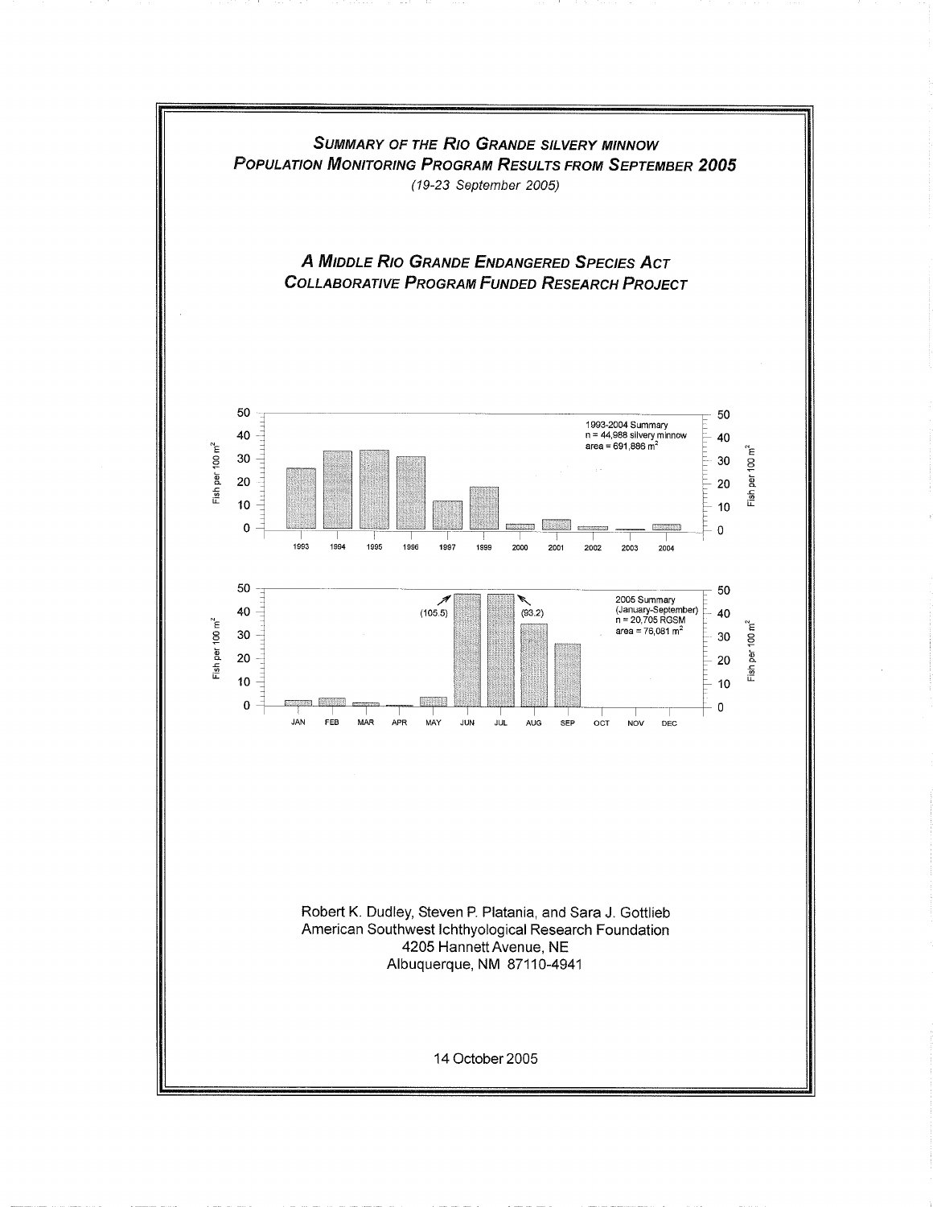# *Summary of the Rio Grande silvery minnow Population Monitoring Program Results from September 2005*

*(19-23 September 2005)*

## *A Middle Rio Grande Endangered Species Act Collaborative Program Funded Research Project*

1993-2004 Summary
n = 44,988 silvery minnow
area = 691,886 $m^2$

2005 Summary
(January-September)
n = 20,705 RGSM
area = 76,081 $m^2$

Robert K. Dudley, Steven P. Platania, and Sara J. Gottlieb
American Southwest Ichthyological Research Foundation
4205 Hannett Avenue, NE
Albuquerque, NM 87110-4941

14 October 2005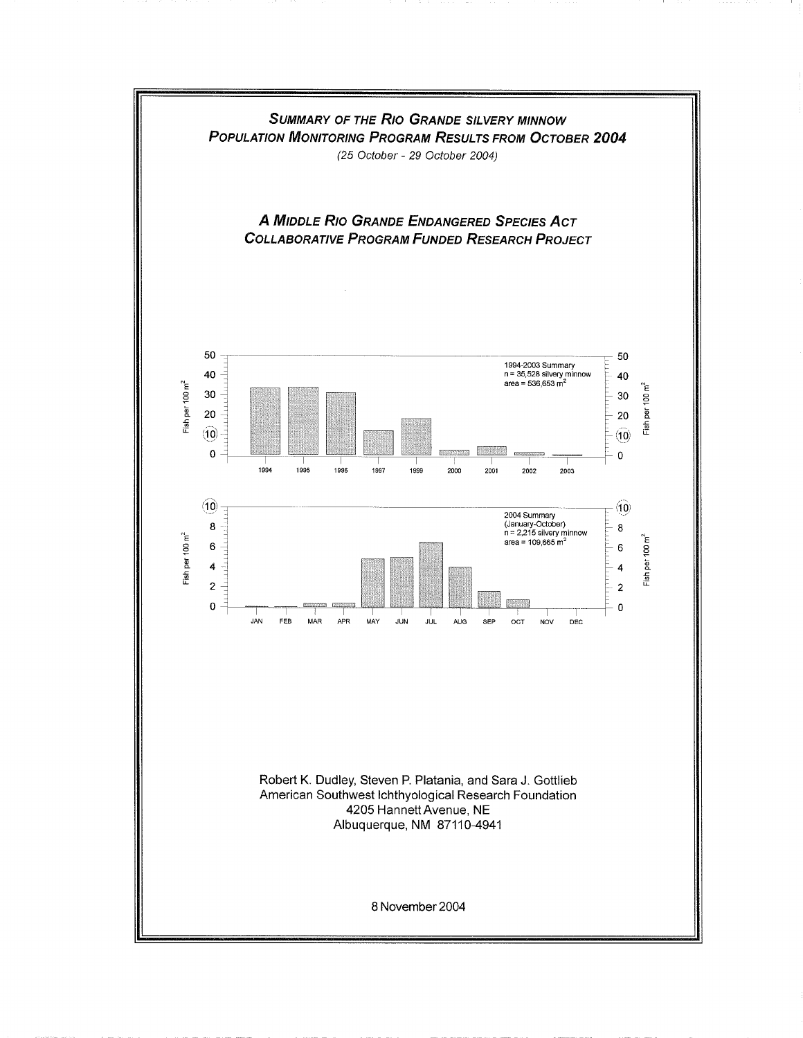## *Summary of the Rio Grande silvery minnow Population Monitoring Program Results from October 2004*

*(25 October - 29 October 2004)*

## *A Middle Rio Grande Endangered Species Act Collaborative Program Funded Research Project*

1994-2003 Summary
n = 35,528 silvery minnow
area = 536,653 m²

2004 Summary
(January-October)
n = 2,215 silvery minnow
area = 109,665 m²

Robert K. Dudley, Steven P. Platania, and Sara J. Gottlieb
American Southwest Ichthyological Research Foundation
4205 Hannett Avenue, NE
Albuquerque, NM 87110-4941

8 November 2004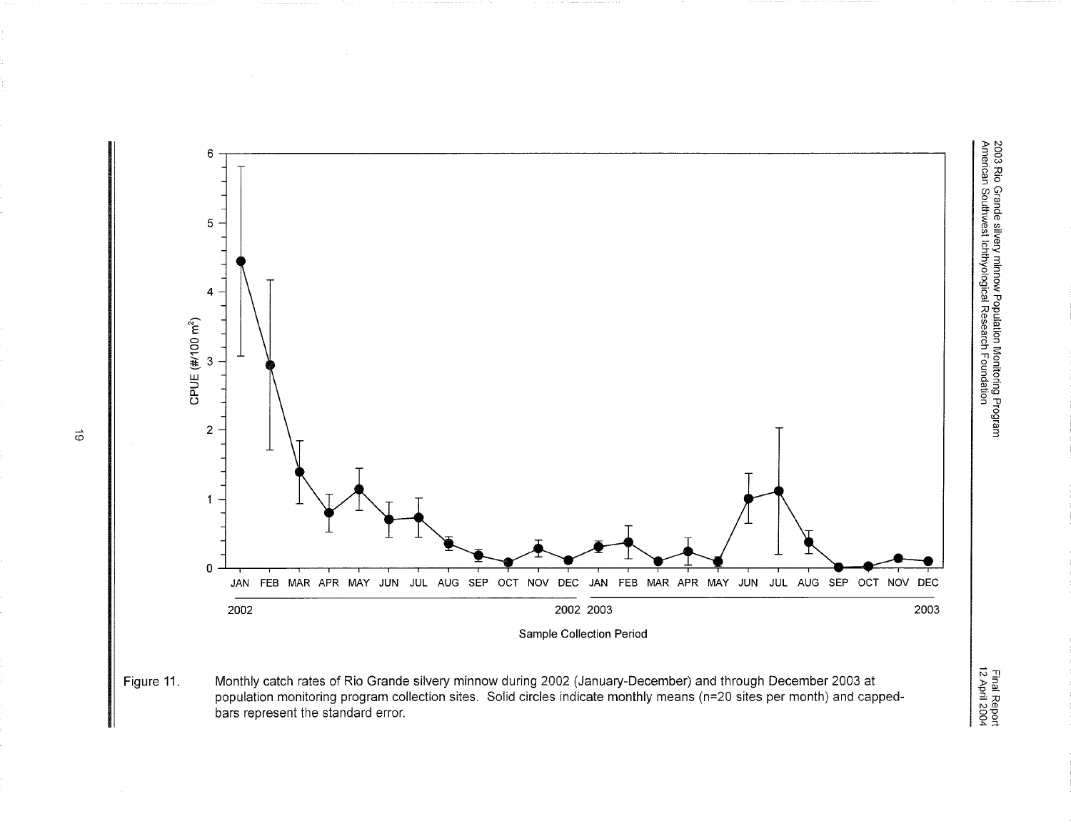6

5

4

3

2

1

0

CPUE (#/100 m$^2$)

JAN FEB MAR APR MAY JUN JUL AUG SEP OCT NOV DEC JAN FEB MAR APR MAY JUN JUL AUG SEP OCT NOV DEC

2002 2002 2003 2003

Sample Collection Period

Figure 11. Monthly catch rates of Rio Grande silvery minnow during 2002 (January-December) and through December 2003 at population monitoring program collection sites. Solid circles indicate monthly means (n=20 sites per month) and capped-bars represent the standard error.